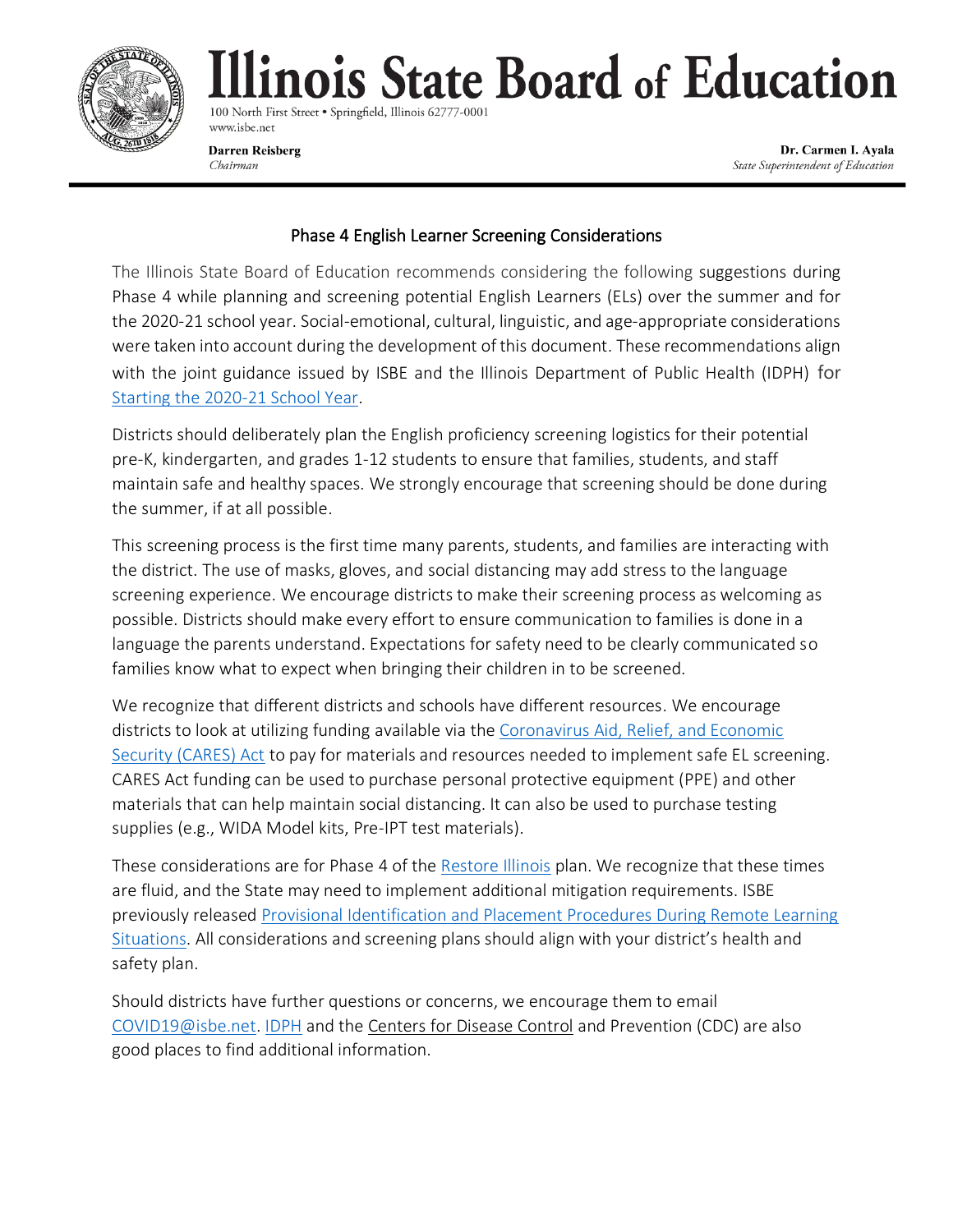# Illinois State Board of Education

100 North First Street • Springfield, Illinois 62777-0001
www.isbe.net

**Darren Reisberg**
*Chairman*

**Dr. Carmen I. Ayala**
*State Superintendent of Education*

---

## Phase 4 English Learner Screening Considerations

The Illinois State Board of Education recommends considering the following suggestions during Phase 4 while planning and screening potential English Learners (ELs) over the summer and for the 2020-21 school year. Social-emotional, cultural, linguistic, and age-appropriate considerations were taken into account during the development of this document. These recommendations align with the joint guidance issued by ISBE and the Illinois Department of Public Health (IDPH) for Starting the 2020-21 School Year.

Districts should deliberately plan the English proficiency screening logistics for their potential pre-K, kindergarten, and grades 1-12 students to ensure that families, students, and staff maintain safe and healthy spaces. We strongly encourage that screening should be done during the summer, if at all possible.

This screening process is the first time many parents, students, and families are interacting with the district. The use of masks, gloves, and social distancing may add stress to the language screening experience. We encourage districts to make their screening process as welcoming as possible. Districts should make every effort to ensure communication to families is done in a language the parents understand. Expectations for safety need to be clearly communicated so families know what to expect when bringing their children in to be screened.

We recognize that different districts and schools have different resources. We encourage districts to look at utilizing funding available via the Coronavirus Aid, Relief, and Economic Security (CARES) Act to pay for materials and resources needed to implement safe EL screening. CARES Act funding can be used to purchase personal protective equipment (PPE) and other materials that can help maintain social distancing. It can also be used to purchase testing supplies (e.g., WIDA Model kits, Pre-IPT test materials).

These considerations are for Phase 4 of the Restore Illinois plan. We recognize that these times are fluid, and the State may need to implement additional mitigation requirements. ISBE previously released Provisional Identification and Placement Procedures During Remote Learning Situations. All considerations and screening plans should align with your district's health and safety plan.

Should districts have further questions or concerns, we encourage them to email COVID19@isbe.net. IDPH and the Centers for Disease Control and Prevention (CDC) are also good places to find additional information.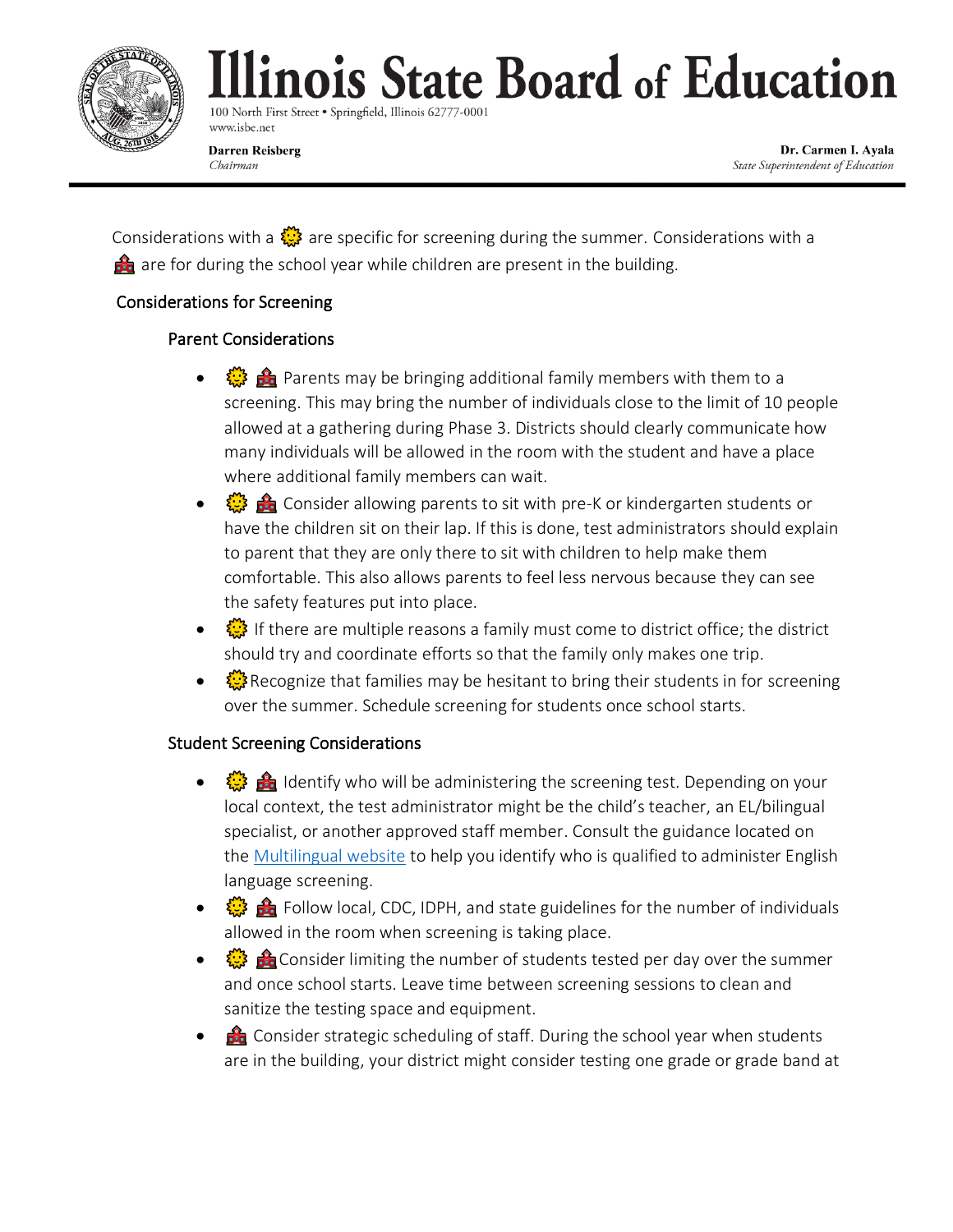# Illinois State Board of Education

100 North First Street • Springfield, Illinois 62777-0001
www.isbe.net

**Darren Reisberg**
*Chairman*

**Dr. Carmen I. Ayala**
*State Superintendent of Education*

---

Considerations with a 🌞 are specific for screening during the summer. Considerations with a 🏫 are for during the school year while children are present in the building.

## Considerations for Screening

### Parent Considerations

- 🌞 🏫 Parents may be bringing additional family members with them to a screening. This may bring the number of individuals close to the limit of 10 people allowed at a gathering during Phase 3. Districts should clearly communicate how many individuals will be allowed in the room with the student and have a place where additional family members can wait.
- 🌞 🏫 Consider allowing parents to sit with pre-K or kindergarten students or have the children sit on their lap. If this is done, test administrators should explain to parent that they are only there to sit with children to help make them comfortable. This also allows parents to feel less nervous because they can see the safety features put into place.
- 🌞 If there are multiple reasons a family must come to district office; the district should try and coordinate efforts so that the family only makes one trip.
- 🌞 Recognize that families may be hesitant to bring their students in for screening over the summer. Schedule screening for students once school starts.

### Student Screening Considerations

- 🌞 🏫 Identify who will be administering the screening test. Depending on your local context, the test administrator might be the child's teacher, an EL/bilingual specialist, or another approved staff member. Consult the guidance located on the [Multilingual website](Multilingual website) to help you identify who is qualified to administer English language screening.
- 🌞 🏫 Follow local, CDC, IDPH, and state guidelines for the number of individuals allowed in the room when screening is taking place.
- 🌞 🏫 Consider limiting the number of students tested per day over the summer and once school starts. Leave time between screening sessions to clean and sanitize the testing space and equipment.
- 🏫 Consider strategic scheduling of staff. During the school year when students are in the building, your district might consider testing one grade or grade band at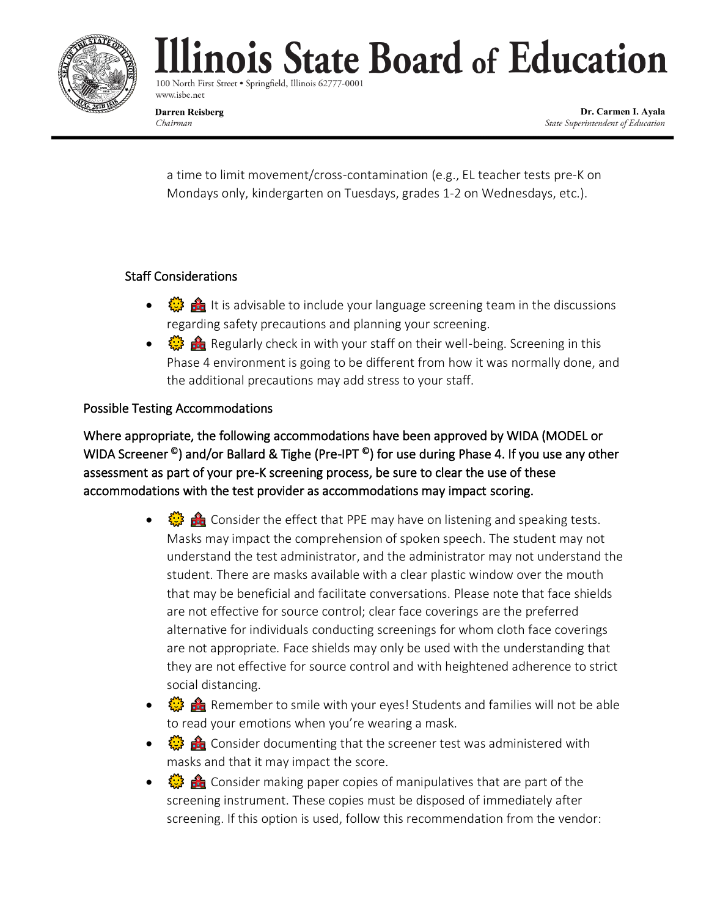a time to limit movement/cross-contamination (e.g., EL teacher tests pre-K on Mondays only, kindergarten on Tuesdays, grades 1-2 on Wednesdays, etc.).

### Staff Considerations

- 🌞 🏫 It is advisable to include your language screening team in the discussions regarding safety precautions and planning your screening.
- 🌞 🏫 Regularly check in with your staff on their well-being. Screening in this Phase 4 environment is going to be different from how it was normally done, and the additional precautions may add stress to your staff.

### Possible Testing Accommodations

**Where appropriate, the following accommodations have been approved by WIDA (MODEL or WIDA Screener ©) and/or Ballard & Tighe (Pre-IPT ©) for use during Phase 4. If you use any other assessment as part of your pre-K screening process, be sure to clear the use of these accommodations with the test provider as accommodations may impact scoring.**

- 🌞 🏫 Consider the effect that PPE may have on listening and speaking tests. Masks may impact the comprehension of spoken speech. The student may not understand the test administrator, and the administrator may not understand the student. There are masks available with a clear plastic window over the mouth that may be beneficial and facilitate conversations. Please note that face shields are not effective for source control; clear face coverings are the preferred alternative for individuals conducting screenings for whom cloth face coverings are not appropriate. Face shields may only be used with the understanding that they are not effective for source control and with heightened adherence to strict social distancing.
- 🌞 🏫 Remember to smile with your eyes! Students and families will not be able to read your emotions when you're wearing a mask.
- 🌞 🏫 Consider documenting that the screener test was administered with masks and that it may impact the score.
- 🌞 🏫 Consider making paper copies of manipulatives that are part of the screening instrument. These copies must be disposed of immediately after screening. If this option is used, follow this recommendation from the vendor: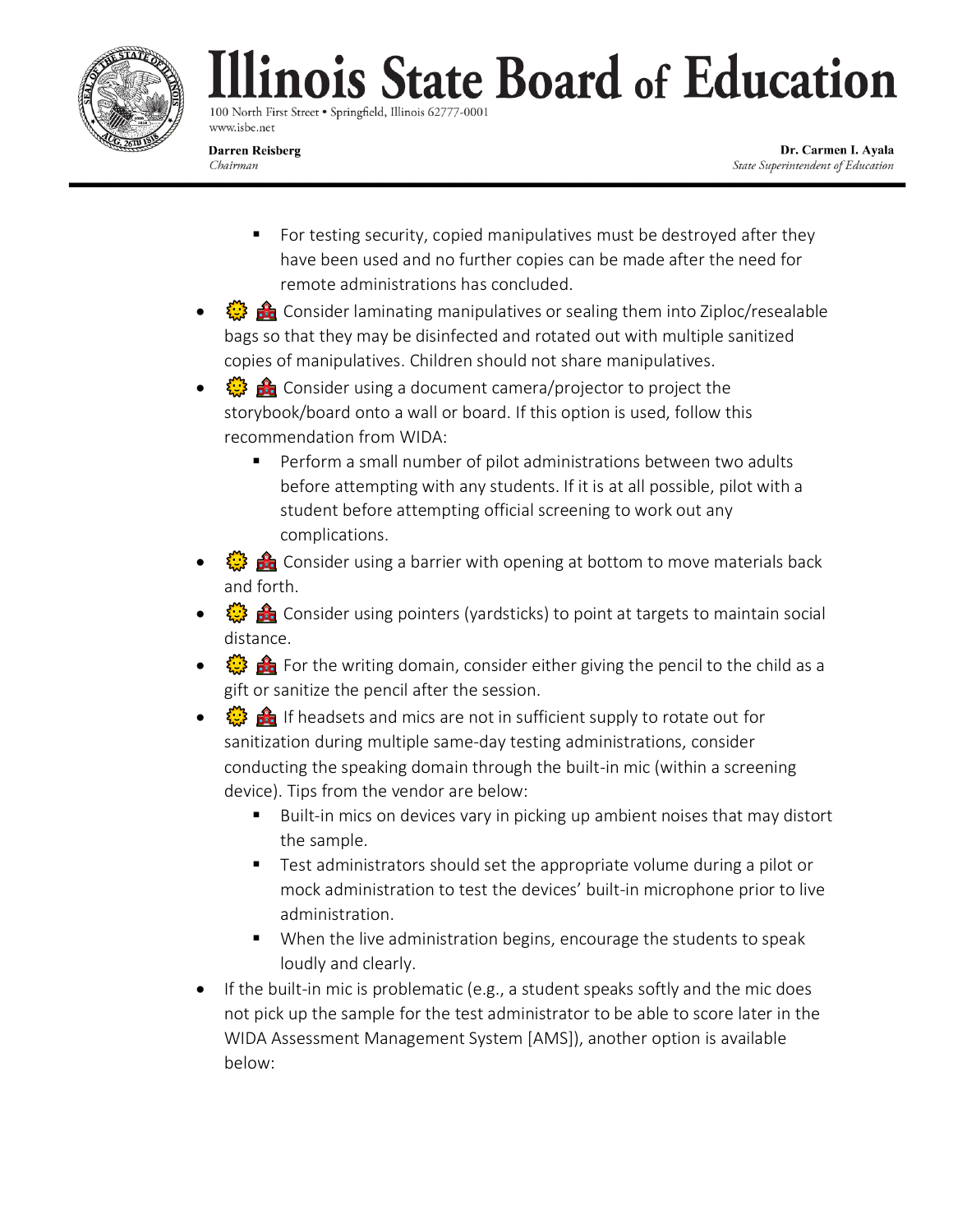- For testing security, copied manipulatives must be destroyed after they have been used and no further copies can be made after the need for remote administrations has concluded.

- 🌞 🏫 Consider laminating manipulatives or sealing them into Ziploc/resealable bags so that they may be disinfected and rotated out with multiple sanitized copies of manipulatives. Children should not share manipulatives.
- 🌞 🏫 Consider using a document camera/projector to project the storybook/board onto a wall or board. If this option is used, follow this recommendation from WIDA:
  - Perform a small number of pilot administrations between two adults before attempting with any students. If it is at all possible, pilot with a student before attempting official screening to work out any complications.
- 🌞 🏫 Consider using a barrier with opening at bottom to move materials back and forth.
- 🌞 🏫 Consider using pointers (yardsticks) to point at targets to maintain social distance.
- 🌞 🏫 For the writing domain, consider either giving the pencil to the child as a gift or sanitize the pencil after the session.
- 🌞 🏫 If headsets and mics are not in sufficient supply to rotate out for sanitization during multiple same-day testing administrations, consider conducting the speaking domain through the built-in mic (within a screening device). Tips from the vendor are below:
  - Built-in mics on devices vary in picking up ambient noises that may distort the sample.
  - Test administrators should set the appropriate volume during a pilot or mock administration to test the devices' built-in microphone prior to live administration.
  - When the live administration begins, encourage the students to speak loudly and clearly.
- If the built-in mic is problematic (e.g., a student speaks softly and the mic does not pick up the sample for the test administrator to be able to score later in the WIDA Assessment Management System [AMS]), another option is available below: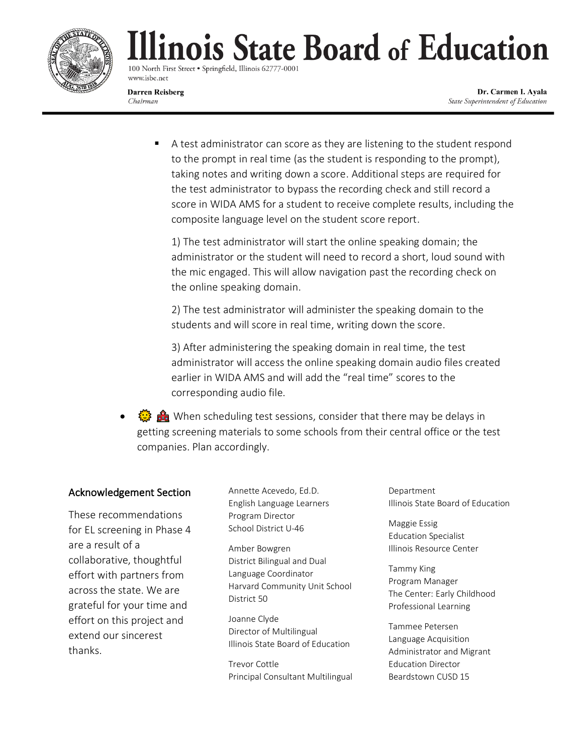- A test administrator can score as they are listening to the student respond to the prompt in real time (as the student is responding to the prompt), taking notes and writing down a score. Additional steps are required for the test administrator to bypass the recording check and still record a score in WIDA AMS for a student to receive complete results, including the composite language level on the student score report.

  1) The test administrator will start the online speaking domain; the administrator or the student will need to record a short, loud sound with the mic engaged. This will allow navigation past the recording check on the online speaking domain.

  2) The test administrator will administer the speaking domain to the students and will score in real time, writing down the score.

  3) After administering the speaking domain in real time, the test administrator will access the online speaking domain audio files created earlier in WIDA AMS and will add the "real time" scores to the corresponding audio file.

- 🌞 🏫 When scheduling test sessions, consider that there may be delays in getting screening materials to some schools from their central office or the test companies. Plan accordingly.

## Acknowledgement Section

These recommendations for EL screening in Phase 4 are a result of a collaborative, thoughtful effort with partners from across the state. We are grateful for your time and effort on this project and extend our sincerest thanks.

Annette Acevedo, Ed.D.
English Language Learners Program Director
School District U-46

Amber Bowgren
District Bilingual and Dual Language Coordinator
Harvard Community Unit School District 50

Joanne Clyde
Director of Multilingual
Illinois State Board of Education

Trevor Cottle
Principal Consultant Multilingual Department
Illinois State Board of Education

Maggie Essig
Education Specialist
Illinois Resource Center

Tammy King
Program Manager
The Center: Early Childhood Professional Learning

Tammee Petersen
Language Acquisition Administrator and Migrant Education Director
Beardstown CUSD 15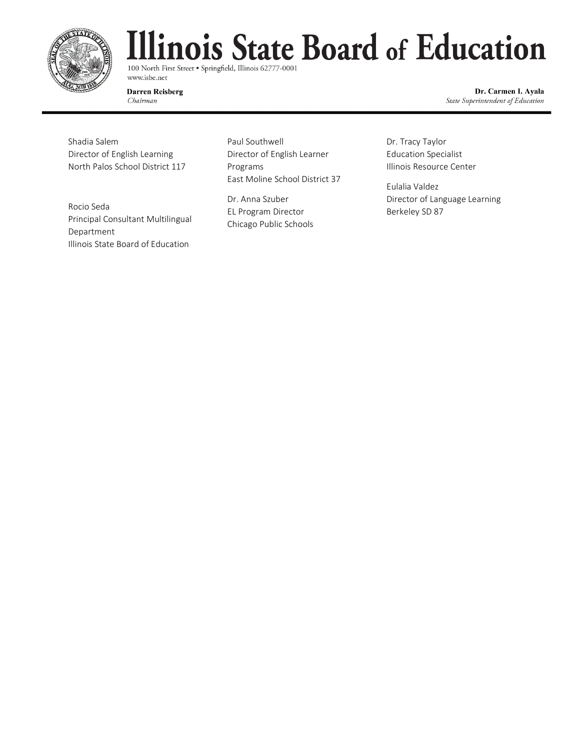# Illinois State Board of Education

100 North First Street • Springfield, Illinois 62777-0001
www.isbe.net

**Darren Reisberg**
*Chairman*

**Dr. Carmen I. Ayala**
*State Superintendent of Education*

Shadia Salem
Director of English Learning
North Palos School District 117

Rocio Seda
Principal Consultant Multilingual Department
Illinois State Board of Education

Paul Southwell
Director of English Learner Programs
East Moline School District 37

Dr. Anna Szuber
EL Program Director
Chicago Public Schools

Dr. Tracy Taylor
Education Specialist
Illinois Resource Center

Eulalia Valdez
Director of Language Learning
Berkeley SD 87